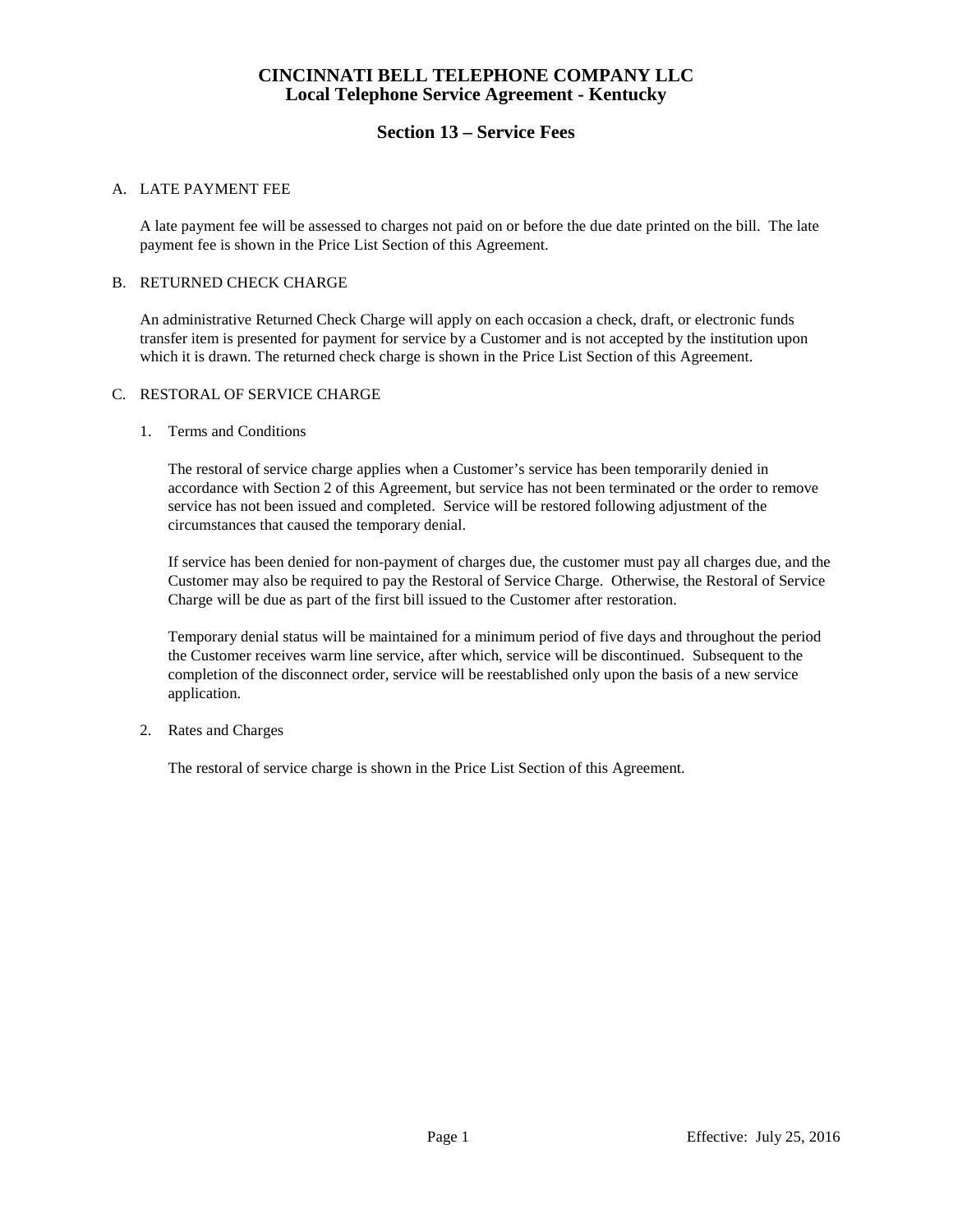# CINCINNATI BELL TELEPHONE COMPANY LLC
# Local Telephone Service Agreement - Kentucky

## Section 13 – Service Fees

### A. LATE PAYMENT FEE

A late payment fee will be assessed to charges not paid on or before the due date printed on the bill. The late payment fee is shown in the Price List Section of this Agreement.

### B. RETURNED CHECK CHARGE

An administrative Returned Check Charge will apply on each occasion a check, draft, or electronic funds transfer item is presented for payment for service by a Customer and is not accepted by the institution upon which it is drawn. The returned check charge is shown in the Price List Section of this Agreement.

### C. RESTORAL OF SERVICE CHARGE

1. Terms and Conditions

   The restoral of service charge applies when a Customer's service has been temporarily denied in accordance with Section 2 of this Agreement, but service has not been terminated or the order to remove service has not been issued and completed. Service will be restored following adjustment of the circumstances that caused the temporary denial.

   If service has been denied for non-payment of charges due, the customer must pay all charges due, and the Customer may also be required to pay the Restoral of Service Charge. Otherwise, the Restoral of Service Charge will be due as part of the first bill issued to the Customer after restoration.

   Temporary denial status will be maintained for a minimum period of five days and throughout the period the Customer receives warm line service, after which, service will be discontinued. Subsequent to the completion of the disconnect order, service will be reestablished only upon the basis of a new service application.

2. Rates and Charges

   The restoral of service charge is shown in the Price List Section of this Agreement.

Effective: July 25, 2016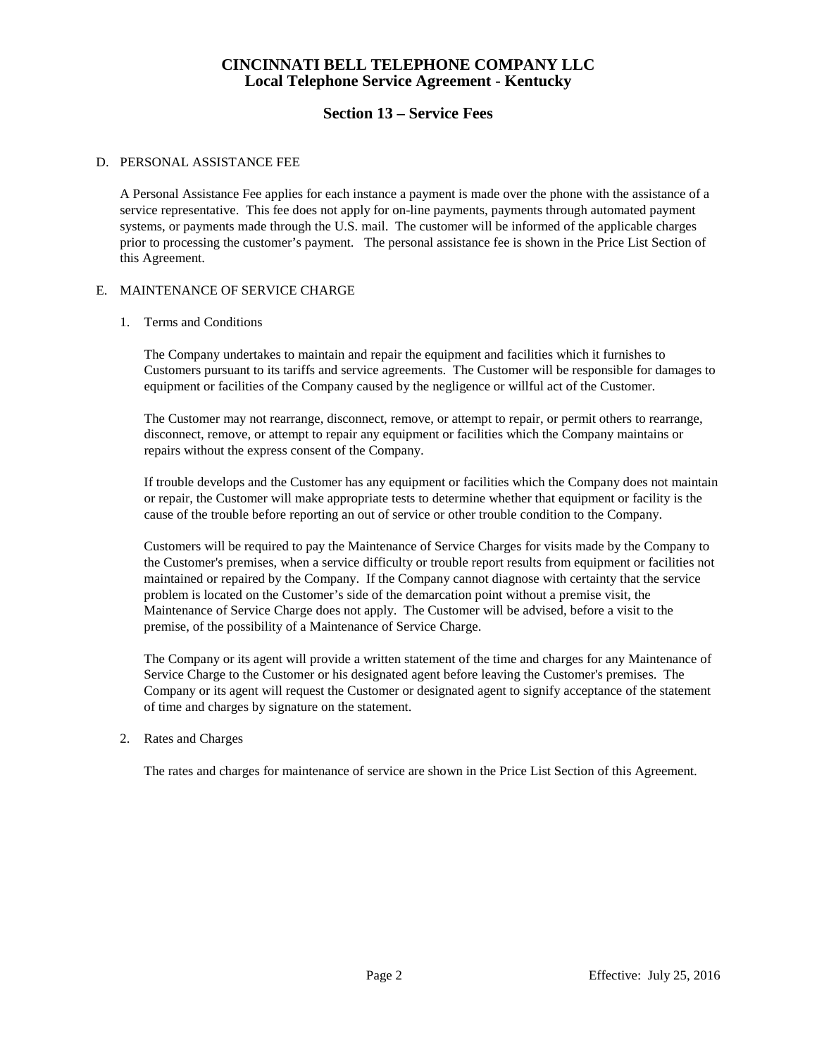D. PERSONAL ASSISTANCE FEE

A Personal Assistance Fee applies for each instance a payment is made over the phone with the assistance of a service representative. This fee does not apply for on-line payments, payments through automated payment systems, or payments made through the U.S. mail. The customer will be informed of the applicable charges prior to processing the customer's payment. The personal assistance fee is shown in the Price List Section of this Agreement.

E. MAINTENANCE OF SERVICE CHARGE

1. Terms and Conditions

   The Company undertakes to maintain and repair the equipment and facilities which it furnishes to Customers pursuant to its tariffs and service agreements. The Customer will be responsible for damages to equipment or facilities of the Company caused by the negligence or willful act of the Customer.

   The Customer may not rearrange, disconnect, remove, or attempt to repair, or permit others to rearrange, disconnect, remove, or attempt to repair any equipment or facilities which the Company maintains or repairs without the express consent of the Company.

   If trouble develops and the Customer has any equipment or facilities which the Company does not maintain or repair, the Customer will make appropriate tests to determine whether that equipment or facility is the cause of the trouble before reporting an out of service or other trouble condition to the Company.

   Customers will be required to pay the Maintenance of Service Charges for visits made by the Company to the Customer's premises, when a service difficulty or trouble report results from equipment or facilities not maintained or repaired by the Company. If the Company cannot diagnose with certainty that the service problem is located on the Customer's side of the demarcation point without a premise visit, the Maintenance of Service Charge does not apply. The Customer will be advised, before a visit to the premise, of the possibility of a Maintenance of Service Charge.

   The Company or its agent will provide a written statement of the time and charges for any Maintenance of Service Charge to the Customer or his designated agent before leaving the Customer's premises. The Company or its agent will request the Customer or designated agent to signify acceptance of the statement of time and charges by signature on the statement.

2. Rates and Charges

   The rates and charges for maintenance of service are shown in the Price List Section of this Agreement.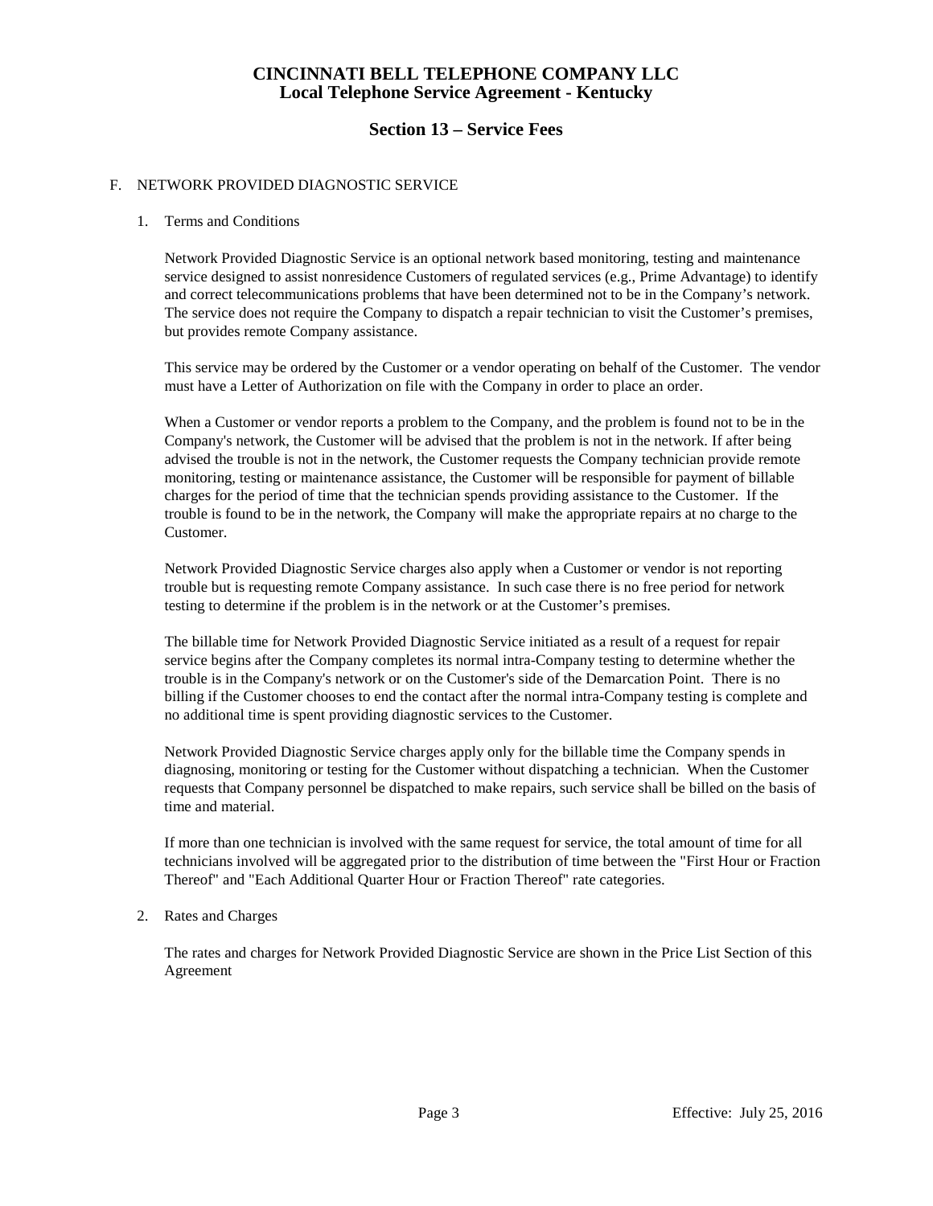# CINCINNATI BELL TELEPHONE COMPANY LLC
# Local Telephone Service Agreement - Kentucky

## Section 13 – Service Fees

F. NETWORK PROVIDED DIAGNOSTIC SERVICE

1. Terms and Conditions

   Network Provided Diagnostic Service is an optional network based monitoring, testing and maintenance service designed to assist nonresidence Customers of regulated services (e.g., Prime Advantage) to identify and correct telecommunications problems that have been determined not to be in the Company's network. The service does not require the Company to dispatch a repair technician to visit the Customer's premises, but provides remote Company assistance.

   This service may be ordered by the Customer or a vendor operating on behalf of the Customer. The vendor must have a Letter of Authorization on file with the Company in order to place an order.

   When a Customer or vendor reports a problem to the Company, and the problem is found not to be in the Company's network, the Customer will be advised that the problem is not in the network. If after being advised the trouble is not in the network, the Customer requests the Company technician provide remote monitoring, testing or maintenance assistance, the Customer will be responsible for payment of billable charges for the period of time that the technician spends providing assistance to the Customer. If the trouble is found to be in the network, the Company will make the appropriate repairs at no charge to the Customer.

   Network Provided Diagnostic Service charges also apply when a Customer or vendor is not reporting trouble but is requesting remote Company assistance. In such case there is no free period for network testing to determine if the problem is in the network or at the Customer's premises.

   The billable time for Network Provided Diagnostic Service initiated as a result of a request for repair service begins after the Company completes its normal intra-Company testing to determine whether the trouble is in the Company's network or on the Customer's side of the Demarcation Point. There is no billing if the Customer chooses to end the contact after the normal intra-Company testing is complete and no additional time is spent providing diagnostic services to the Customer.

   Network Provided Diagnostic Service charges apply only for the billable time the Company spends in diagnosing, monitoring or testing for the Customer without dispatching a technician. When the Customer requests that Company personnel be dispatched to make repairs, such service shall be billed on the basis of time and material.

   If more than one technician is involved with the same request for service, the total amount of time for all technicians involved will be aggregated prior to the distribution of time between the "First Hour or Fraction Thereof" and "Each Additional Quarter Hour or Fraction Thereof" rate categories.

2. Rates and Charges

   The rates and charges for Network Provided Diagnostic Service are shown in the Price List Section of this Agreement

Effective: July 25, 2016